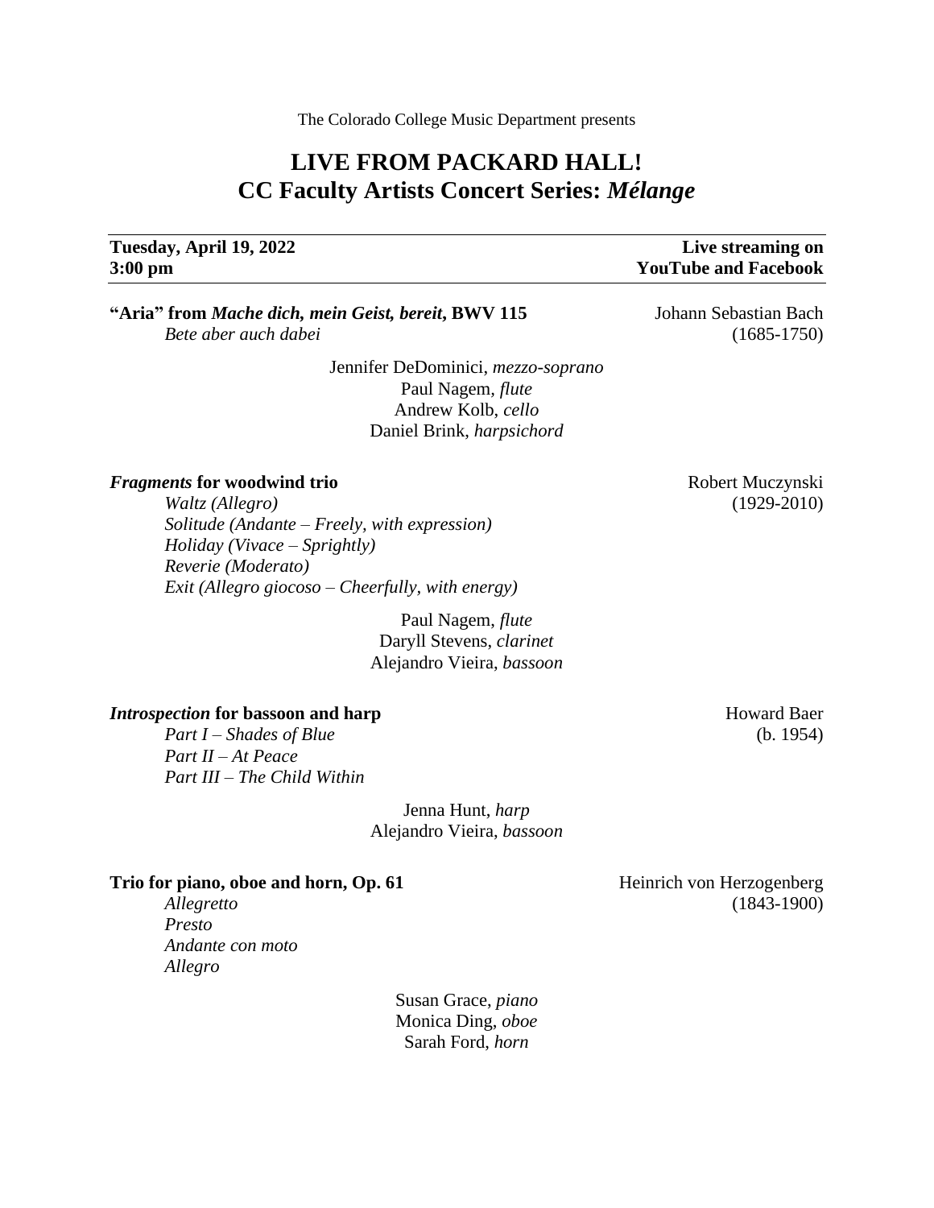The Colorado College Music Department presents

# LIVE FROM PACKARD HALL!
# CC Faculty Artists Concert Series: *Mélange*

**Tuesday, April 19, 2022**
**3:00 pm**

**Live streaming on YouTube and Facebook**

---

**"Aria" from *Mache dich, mein Geist, bereit*, BWV 115** — Johann Sebastian Bach (1685-1750)

*Bete aber auch dabei*

Jennifer DeDominici, *mezzo-soprano*
Paul Nagem, *flute*
Andrew Kolb, *cello*
Daniel Brink, *harpsichord*

***Fragments* for woodwind trio** — Robert Muczynski (1929-2010)

*Waltz (Allegro)*
*Solitude (Andante – Freely, with expression)*
*Holiday (Vivace – Sprightly)*
*Reverie (Moderato)*
*Exit (Allegro giocoso – Cheerfully, with energy)*

Paul Nagem, *flute*
Daryll Stevens, *clarinet*
Alejandro Vieira, *bassoon*

***Introspection* for bassoon and harp** — Howard Baer (b. 1954)

*Part I – Shades of Blue*
*Part II – At Peace*
*Part III – The Child Within*

Jenna Hunt, *harp*
Alejandro Vieira, *bassoon*

**Trio for piano, oboe and horn, Op. 61** — Heinrich von Herzogenberg (1843-1900)

*Allegretto*
*Presto*
*Andante con moto*
*Allegro*

Susan Grace, *piano*
Monica Ding, *oboe*
Sarah Ford, *horn*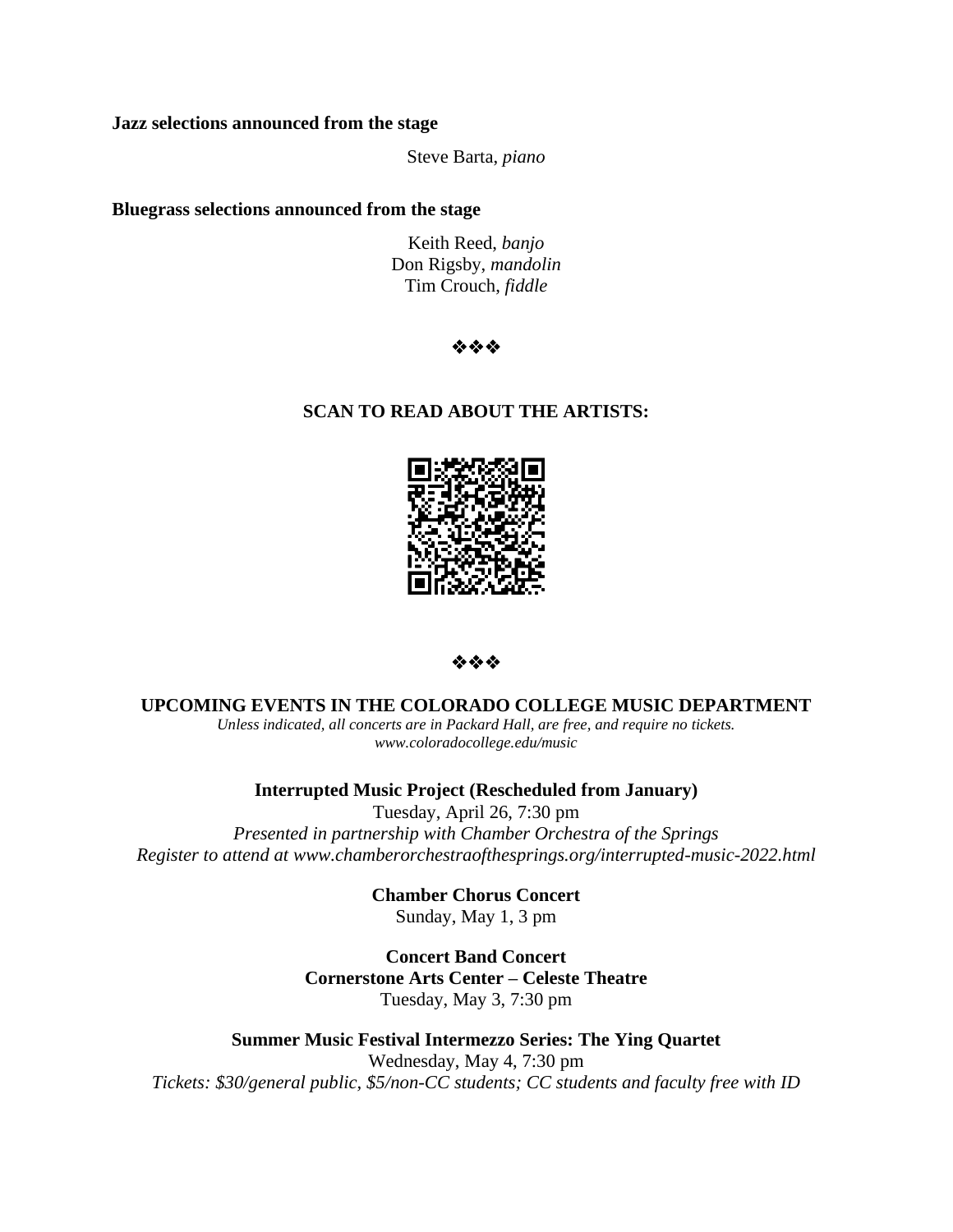**Jazz selections announced from the stage**

Steve Barta, *piano*

**Bluegrass selections announced from the stage**

Keith Reed, *banjo*
Don Rigsby, *mandolin*
Tim Crouch, *fiddle*

❖❖❖

**SCAN TO READ ABOUT THE ARTISTS:**

❖❖❖

**UPCOMING EVENTS IN THE COLORADO COLLEGE MUSIC DEPARTMENT**

*Unless indicated, all concerts are in Packard Hall, are free, and require no tickets.*
*www.coloradocollege.edu/music*

**Interrupted Music Project (Rescheduled from January)**
Tuesday, April 26, 7:30 pm
*Presented in partnership with Chamber Orchestra of the Springs*
*Register to attend at www.chamberorchestraofthesprings.org/interrupted-music-2022.html*

**Chamber Chorus Concert**
Sunday, May 1, 3 pm

**Concert Band Concert**
**Cornerstone Arts Center – Celeste Theatre**
Tuesday, May 3, 7:30 pm

**Summer Music Festival Intermezzo Series: The Ying Quartet**
Wednesday, May 4, 7:30 pm
*Tickets: $30/general public, $5/non-CC students; CC students and faculty free with ID*